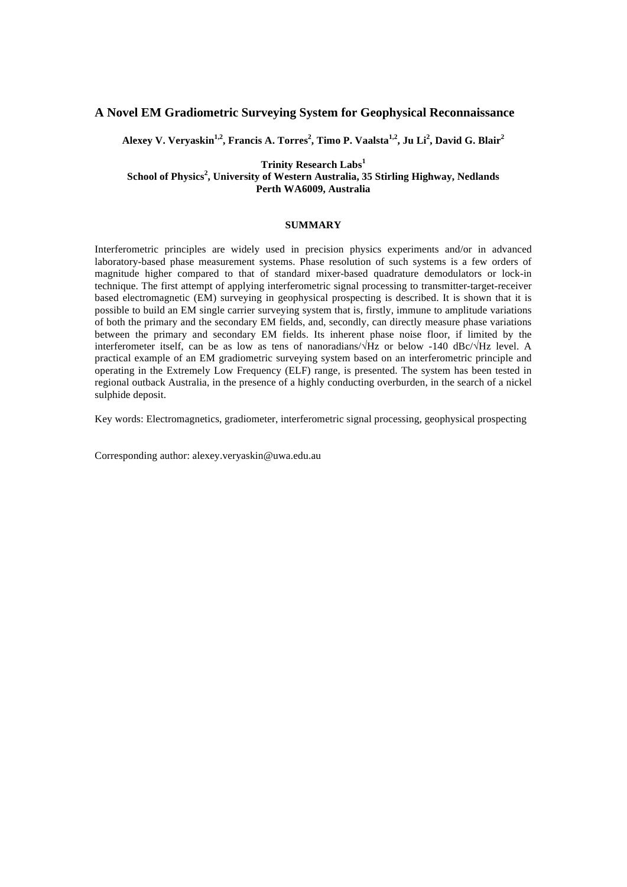# A Novel EM Gradiometric Surveying System for Geophysical Reconnaissance

**Alexey V. Veryaskin[1,2], Francis A. Torres[2], Timo P. Vaalsta[1,2], Ju Li[2], David G. Blair[2]**

**Trinity Research Labs[1]**
**School of Physics[2], University of Western Australia, 35 Stirling Highway, Nedlands**
**Perth WA6009, Australia**

## SUMMARY

Interferometric principles are widely used in precision physics experiments and/or in advanced laboratory-based phase measurement systems. Phase resolution of such systems is a few orders of magnitude higher compared to that of standard mixer-based quadrature demodulators or lock-in technique. The first attempt of applying interferometric signal processing to transmitter-target-receiver based electromagnetic (EM) surveying in geophysical prospecting is described. It is shown that it is possible to build an EM single carrier surveying system that is, firstly, immune to amplitude variations of both the primary and the secondary EM fields, and, secondly, can directly measure phase variations between the primary and secondary EM fields. Its inherent phase noise floor, if limited by the interferometer itself, can be as low as tens of nanoradians/√Hz or below -140 dBc/√Hz level. A practical example of an EM gradiometric surveying system based on an interferometric principle and operating in the Extremely Low Frequency (ELF) range, is presented. The system has been tested in regional outback Australia, in the presence of a highly conducting overburden, in the search of a nickel sulphide deposit.

Key words: Electromagnetics, gradiometer, interferometric signal processing, geophysical prospecting

Corresponding author: alexey.veryaskin@uwa.edu.au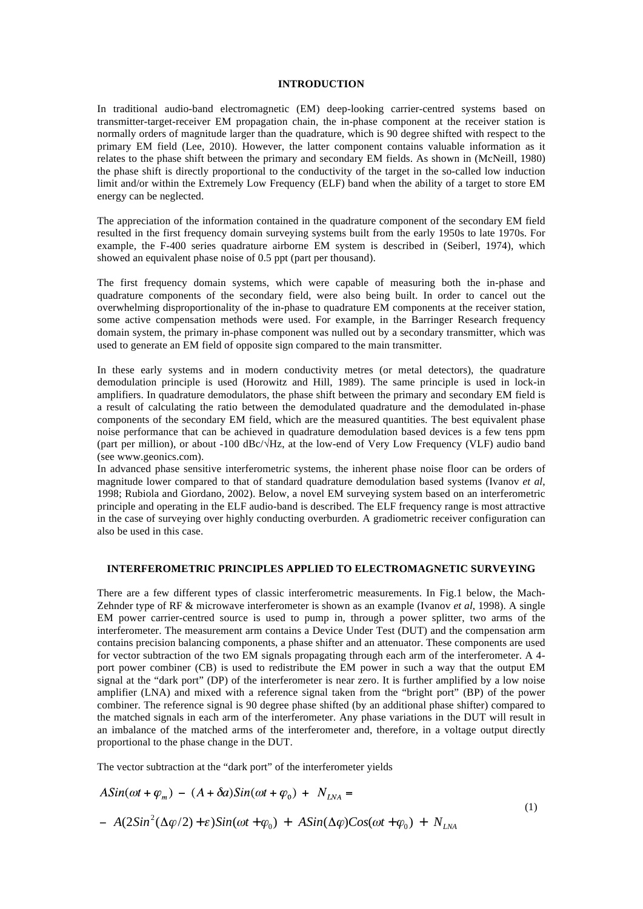## INTRODUCTION

In traditional audio-band electromagnetic (EM) deep-looking carrier-centred systems based on transmitter-target-receiver EM propagation chain, the in-phase component at the receiver station is normally orders of magnitude larger than the quadrature, which is 90 degree shifted with respect to the primary EM field (Lee, 2010). However, the latter component contains valuable information as it relates to the phase shift between the primary and secondary EM fields. As shown in (McNeill, 1980) the phase shift is directly proportional to the conductivity of the target in the so-called low induction limit and/or within the Extremely Low Frequency (ELF) band when the ability of a target to store EM energy can be neglected.

The appreciation of the information contained in the quadrature component of the secondary EM field resulted in the first frequency domain surveying systems built from the early 1950s to late 1970s. For example, the F-400 series quadrature airborne EM system is described in (Seiberl, 1974), which showed an equivalent phase noise of 0.5 ppt (part per thousand).

The first frequency domain systems, which were capable of measuring both the in-phase and quadrature components of the secondary field, were also being built. In order to cancel out the overwhelming disproportionality of the in-phase to quadrature EM components at the receiver station, some active compensation methods were used. For example, in the Barringer Research frequency domain system, the primary in-phase component was nulled out by a secondary transmitter, which was used to generate an EM field of opposite sign compared to the main transmitter.

In these early systems and in modern conductivity metres (or metal detectors), the quadrature demodulation principle is used (Horowitz and Hill, 1989). The same principle is used in lock-in amplifiers. In quadrature demodulators, the phase shift between the primary and secondary EM field is a result of calculating the ratio between the demodulated quadrature and the demodulated in-phase components of the secondary EM field, which are the measured quantities. The best equivalent phase noise performance that can be achieved in quadrature demodulation based devices is a few tens ppm (part per million), or about -100 dBc/√Hz, at the low-end of Very Low Frequency (VLF) audio band (see www.geonics.com).

In advanced phase sensitive interferometric systems, the inherent phase noise floor can be orders of magnitude lower compared to that of standard quadrature demodulation based systems (Ivanov *et al*, 1998; Rubiola and Giordano, 2002). Below, a novel EM surveying system based on an interferometric principle and operating in the ELF audio-band is described. The ELF frequency range is most attractive in the case of surveying over highly conducting overburden. A gradiometric receiver configuration can also be used in this case.

## INTERFEROMETRIC PRINCIPLES APPLIED TO ELECTROMAGNETIC SURVEYING

There are a few different types of classic interferometric measurements. In Fig.1 below, the Mach-Zehnder type of RF & microwave interferometer is shown as an example (Ivanov *et al*, 1998). A single EM power carrier-centred source is used to pump in, through a power splitter, two arms of the interferometer. The measurement arm contains a Device Under Test (DUT) and the compensation arm contains precision balancing components, a phase shifter and an attenuator. These components are used for vector subtraction of the two EM signals propagating through each arm of the interferometer. A 4-port power combiner (CB) is used to redistribute the EM power in such a way that the output EM signal at the "dark port" (DP) of the interferometer is near zero. It is further amplified by a low noise amplifier (LNA) and mixed with a reference signal taken from the "bright port" (BP) of the power combiner. The reference signal is 90 degree phase shifted (by an additional phase shifter) compared to the matched signals in each arm of the interferometer. Any phase variations in the DUT will result in an imbalance of the matched arms of the interferometer and, therefore, in a voltage output directly proportional to the phase change in the DUT.

The vector subtraction at the "dark port" of the interferometer yields

$$
\begin{aligned}
&A Sin(\omega t + \varphi_m) - (A + \delta a) Sin(\omega t + \varphi_0) + N_{LNA} = \\
&- A(2Sin^2(\Delta\varphi/2) + \varepsilon) Sin(\omega t + \varphi_0) + A Sin(\Delta\varphi) Cos(\omega t + \varphi_0) + N_{LNA}
\end{aligned}
\tag{1}
$$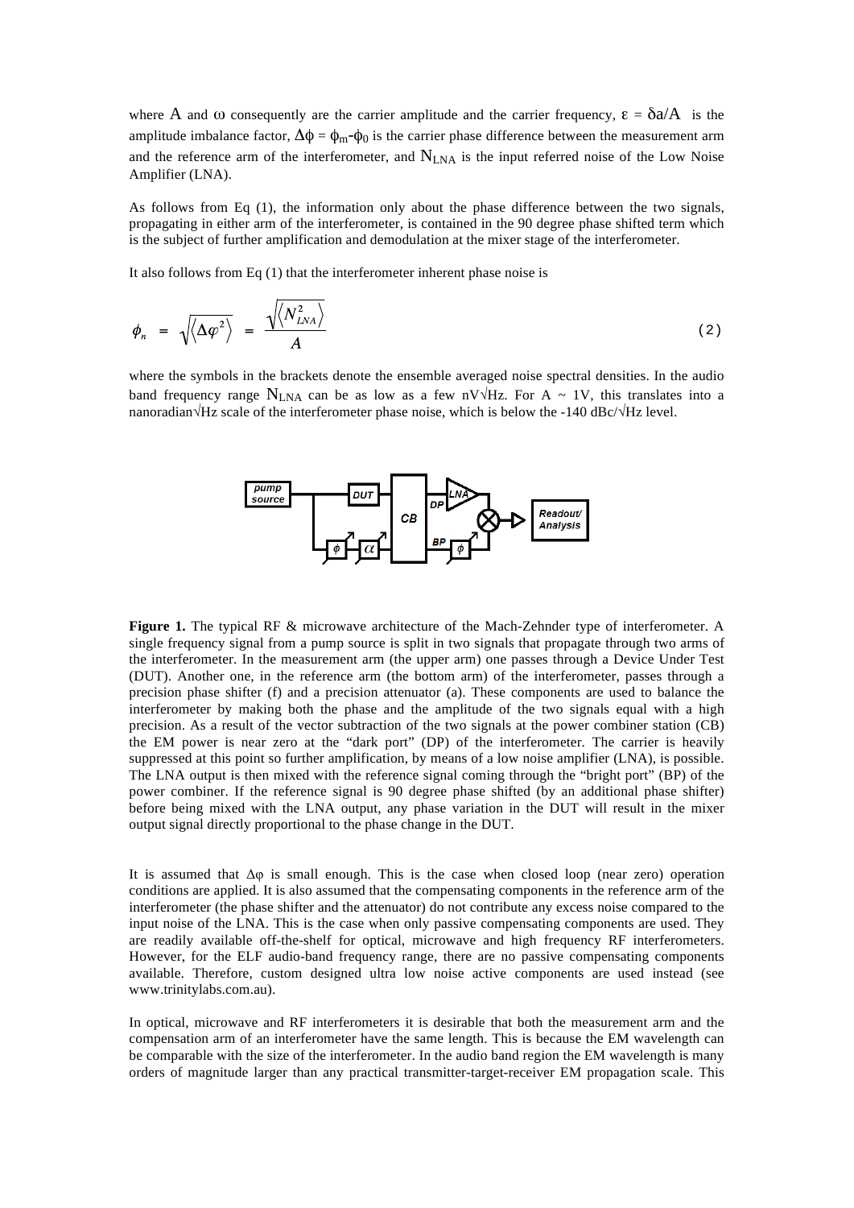where A and $\omega$ consequently are the carrier amplitude and the carrier frequency, $\varepsilon = \delta a/A$ is the amplitude imbalance factor, $\Delta\phi = \phi_m - \phi_0$ is the carrier phase difference between the measurement arm and the reference arm of the interferometer, and $N_{LNA}$ is the input referred noise of the Low Noise Amplifier (LNA).

As follows from Eq (1), the information only about the phase difference between the two signals, propagating in either arm of the interferometer, is contained in the 90 degree phase shifted term which is the subject of further amplification and demodulation at the mixer stage of the interferometer.

It also follows from Eq (1) that the interferometer inherent phase noise is

$$\phi_n = \sqrt{\langle \Delta\varphi^2 \rangle} = \frac{\sqrt{\langle N_{LNA}^2 \rangle}}{A} \tag{2}$$

where the symbols in the brackets denote the ensemble averaged noise spectral densities. In the audio band frequency range $N_{LNA}$ can be as low as a few nV√Hz. For A ~ 1V, this translates into a nanoradian√Hz scale of the interferometer phase noise, which is below the -140 dBc/√Hz level.

**Figure 1.** The typical RF & microwave architecture of the Mach-Zehnder type of interferometer. A single frequency signal from a pump source is split in two signals that propagate through two arms of the interferometer. In the measurement arm (the upper arm) one passes through a Device Under Test (DUT). Another one, in the reference arm (the bottom arm) of the interferometer, passes through a precision phase shifter (f) and a precision attenuator (a). These components are used to balance the interferometer by making both the phase and the amplitude of the two signals equal with a high precision. As a result of the vector subtraction of the two signals at the power combiner station (CB) the EM power is near zero at the "dark port" (DP) of the interferometer. The carrier is heavily suppressed at this point so further amplification, by means of a low noise amplifier (LNA), is possible. The LNA output is then mixed with the reference signal coming through the "bright port" (BP) of the power combiner. If the reference signal is 90 degree phase shifted (by an additional phase shifter) before being mixed with the LNA output, any phase variation in the DUT will result in the mixer output signal directly proportional to the phase change in the DUT.

It is assumed that $\Delta\varphi$ is small enough. This is the case when closed loop (near zero) operation conditions are applied. It is also assumed that the compensating components in the reference arm of the interferometer (the phase shifter and the attenuator) do not contribute any excess noise compared to the input noise of the LNA. This is the case when only passive compensating components are used. They are readily available off-the-shelf for optical, microwave and high frequency RF interferometers. However, for the ELF audio-band frequency range, there are no passive compensating components available. Therefore, custom designed ultra low noise active components are used instead (see www.trinitylabs.com.au).

In optical, microwave and RF interferometers it is desirable that both the measurement arm and the compensation arm of an interferometer have the same length. This is because the EM wavelength can be comparable with the size of the interferometer. In the audio band region the EM wavelength is many orders of magnitude larger than any practical transmitter-target-receiver EM propagation scale. This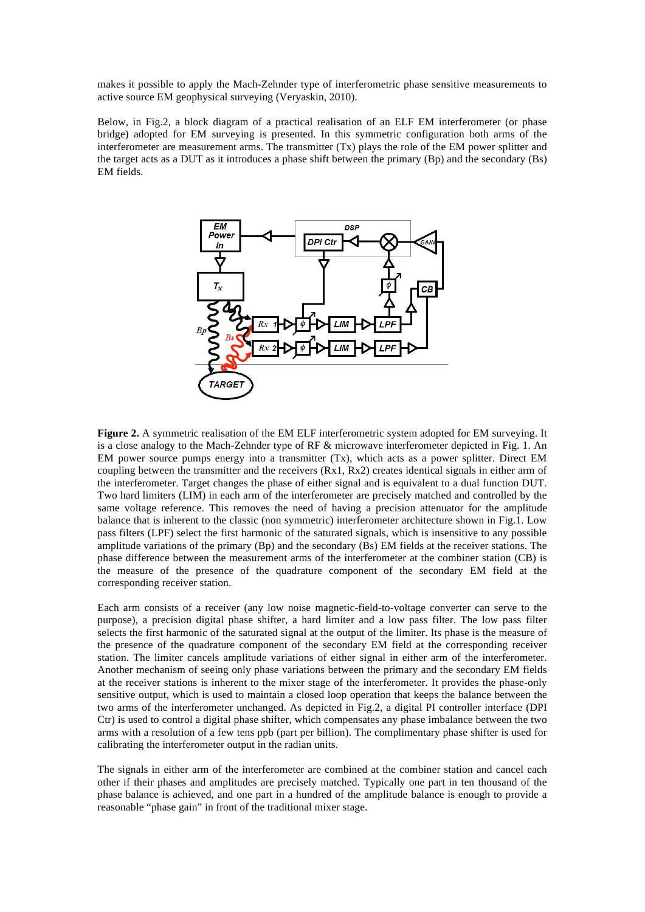makes it possible to apply the Mach-Zehnder type of interferometric phase sensitive measurements to active source EM geophysical surveying (Veryaskin, 2010).

Below, in Fig.2, a block diagram of a practical realisation of an ELF EM interferometer (or phase bridge) adopted for EM surveying is presented. In this symmetric configuration both arms of the interferometer are measurement arms. The transmitter (Tx) plays the role of the EM power splitter and the target acts as a DUT as it introduces a phase shift between the primary (Bp) and the secondary (Bs) EM fields.

**Figure 2.** A symmetric realisation of the EM ELF interferometric system adopted for EM surveying. It is a close analogy to the Mach-Zehnder type of RF & microwave interferometer depicted in Fig. 1. An EM power source pumps energy into a transmitter (Tx), which acts as a power splitter. Direct EM coupling between the transmitter and the receivers (Rx1, Rx2) creates identical signals in either arm of the interferometer. Target changes the phase of either signal and is equivalent to a dual function DUT. Two hard limiters (LIM) in each arm of the interferometer are precisely matched and controlled by the same voltage reference. This removes the need of having a precision attenuator for the amplitude balance that is inherent to the classic (non symmetric) interferometer architecture shown in Fig.1. Low pass filters (LPF) select the first harmonic of the saturated signals, which is insensitive to any possible amplitude variations of the primary (Bp) and the secondary (Bs) EM fields at the receiver stations. The phase difference between the measurement arms of the interferometer at the combiner station (CB) is the measure of the presence of the quadrature component of the secondary EM field at the corresponding receiver station.

Each arm consists of a receiver (any low noise magnetic-field-to-voltage converter can serve to the purpose), a precision digital phase shifter, a hard limiter and a low pass filter. The low pass filter selects the first harmonic of the saturated signal at the output of the limiter. Its phase is the measure of the presence of the quadrature component of the secondary EM field at the corresponding receiver station. The limiter cancels amplitude variations of either signal in either arm of the interferometer. Another mechanism of seeing only phase variations between the primary and the secondary EM fields at the receiver stations is inherent to the mixer stage of the interferometer. It provides the phase-only sensitive output, which is used to maintain a closed loop operation that keeps the balance between the two arms of the interferometer unchanged. As depicted in Fig.2, a digital PI controller interface (DPI Ctr) is used to control a digital phase shifter, which compensates any phase imbalance between the two arms with a resolution of a few tens ppb (part per billion). The complimentary phase shifter is used for calibrating the interferometer output in the radian units.

The signals in either arm of the interferometer are combined at the combiner station and cancel each other if their phases and amplitudes are precisely matched. Typically one part in ten thousand of the phase balance is achieved, and one part in a hundred of the amplitude balance is enough to provide a reasonable "phase gain" in front of the traditional mixer stage.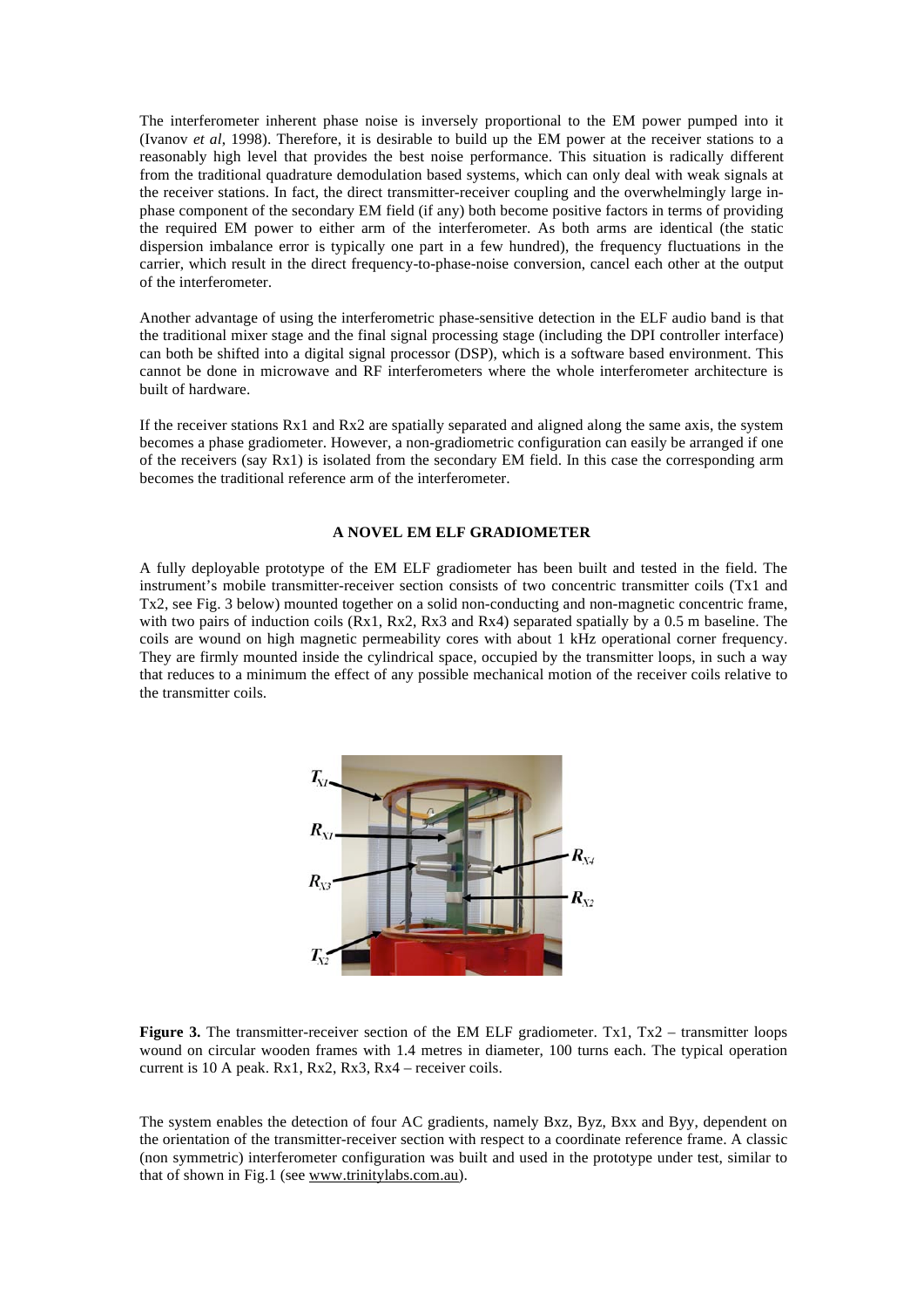The interferometer inherent phase noise is inversely proportional to the EM power pumped into it (Ivanov *et al*, 1998). Therefore, it is desirable to build up the EM power at the receiver stations to a reasonably high level that provides the best noise performance. This situation is radically different from the traditional quadrature demodulation based systems, which can only deal with weak signals at the receiver stations. In fact, the direct transmitter-receiver coupling and the overwhelmingly large in-phase component of the secondary EM field (if any) both become positive factors in terms of providing the required EM power to either arm of the interferometer. As both arms are identical (the static dispersion imbalance error is typically one part in a few hundred), the frequency fluctuations in the carrier, which result in the direct frequency-to-phase-noise conversion, cancel each other at the output of the interferometer.

Another advantage of using the interferometric phase-sensitive detection in the ELF audio band is that the traditional mixer stage and the final signal processing stage (including the DPI controller interface) can both be shifted into a digital signal processor (DSP), which is a software based environment. This cannot be done in microwave and RF interferometers where the whole interferometer architecture is built of hardware.

If the receiver stations Rx1 and Rx2 are spatially separated and aligned along the same axis, the system becomes a phase gradiometer. However, a non-gradiometric configuration can easily be arranged if one of the receivers (say Rx1) is isolated from the secondary EM field. In this case the corresponding arm becomes the traditional reference arm of the interferometer.

## A NOVEL EM ELF GRADIOMETER

A fully deployable prototype of the EM ELF gradiometer has been built and tested in the field. The instrument's mobile transmitter-receiver section consists of two concentric transmitter coils (Tx1 and Tx2, see Fig. 3 below) mounted together on a solid non-conducting and non-magnetic concentric frame, with two pairs of induction coils (Rx1, Rx2, Rx3 and Rx4) separated spatially by a 0.5 m baseline. The coils are wound on high magnetic permeability cores with about 1 kHz operational corner frequency. They are firmly mounted inside the cylindrical space, occupied by the transmitter loops, in such a way that reduces to a minimum the effect of any possible mechanical motion of the receiver coils relative to the transmitter coils.

**Figure 3.** The transmitter-receiver section of the EM ELF gradiometer. Tx1, Tx2 – transmitter loops wound on circular wooden frames with 1.4 metres in diameter, 100 turns each. The typical operation current is 10 A peak. Rx1, Rx2, Rx3, Rx4 – receiver coils.

The system enables the detection of four AC gradients, namely Bxz, Byz, Bxx and Byy, dependent on the orientation of the transmitter-receiver section with respect to a coordinate reference frame. A classic (non symmetric) interferometer configuration was built and used in the prototype under test, similar to that of shown in Fig.1 (see www.trinitylabs.com.au).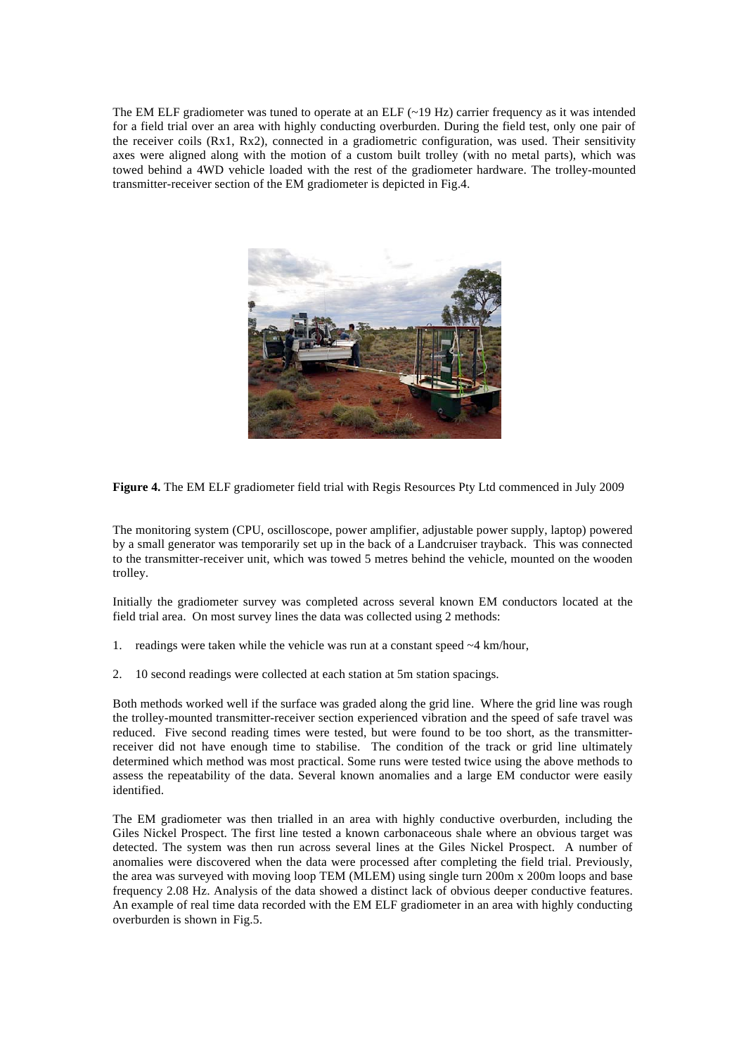The EM ELF gradiometer was tuned to operate at an ELF (~19 Hz) carrier frequency as it was intended for a field trial over an area with highly conducting overburden. During the field test, only one pair of the receiver coils (Rx1, Rx2), connected in a gradiometric configuration, was used. Their sensitivity axes were aligned along with the motion of a custom built trolley (with no metal parts), which was towed behind a 4WD vehicle loaded with the rest of the gradiometer hardware. The trolley-mounted transmitter-receiver section of the EM gradiometer is depicted in Fig.4.

**Figure 4.** The EM ELF gradiometer field trial with Regis Resources Pty Ltd commenced in July 2009

The monitoring system (CPU, oscilloscope, power amplifier, adjustable power supply, laptop) powered by a small generator was temporarily set up in the back of a Landcruiser trayback. This was connected to the transmitter-receiver unit, which was towed 5 metres behind the vehicle, mounted on the wooden trolley.

Initially the gradiometer survey was completed across several known EM conductors located at the field trial area. On most survey lines the data was collected using 2 methods:

1. readings were taken while the vehicle was run at a constant speed ~4 km/hour,
2. 10 second readings were collected at each station at 5m station spacings.

Both methods worked well if the surface was graded along the grid line. Where the grid line was rough the trolley-mounted transmitter-receiver section experienced vibration and the speed of safe travel was reduced. Five second reading times were tested, but were found to be too short, as the transmitter-receiver did not have enough time to stabilise. The condition of the track or grid line ultimately determined which method was most practical. Some runs were tested twice using the above methods to assess the repeatability of the data. Several known anomalies and a large EM conductor were easily identified.

The EM gradiometer was then trialled in an area with highly conductive overburden, including the Giles Nickel Prospect. The first line tested a known carbonaceous shale where an obvious target was detected. The system was then run across several lines at the Giles Nickel Prospect. A number of anomalies were discovered when the data were processed after completing the field trial. Previously, the area was surveyed with moving loop TEM (MLEM) using single turn 200m x 200m loops and base frequency 2.08 Hz. Analysis of the data showed a distinct lack of obvious deeper conductive features. An example of real time data recorded with the EM ELF gradiometer in an area with highly conducting overburden is shown in Fig.5.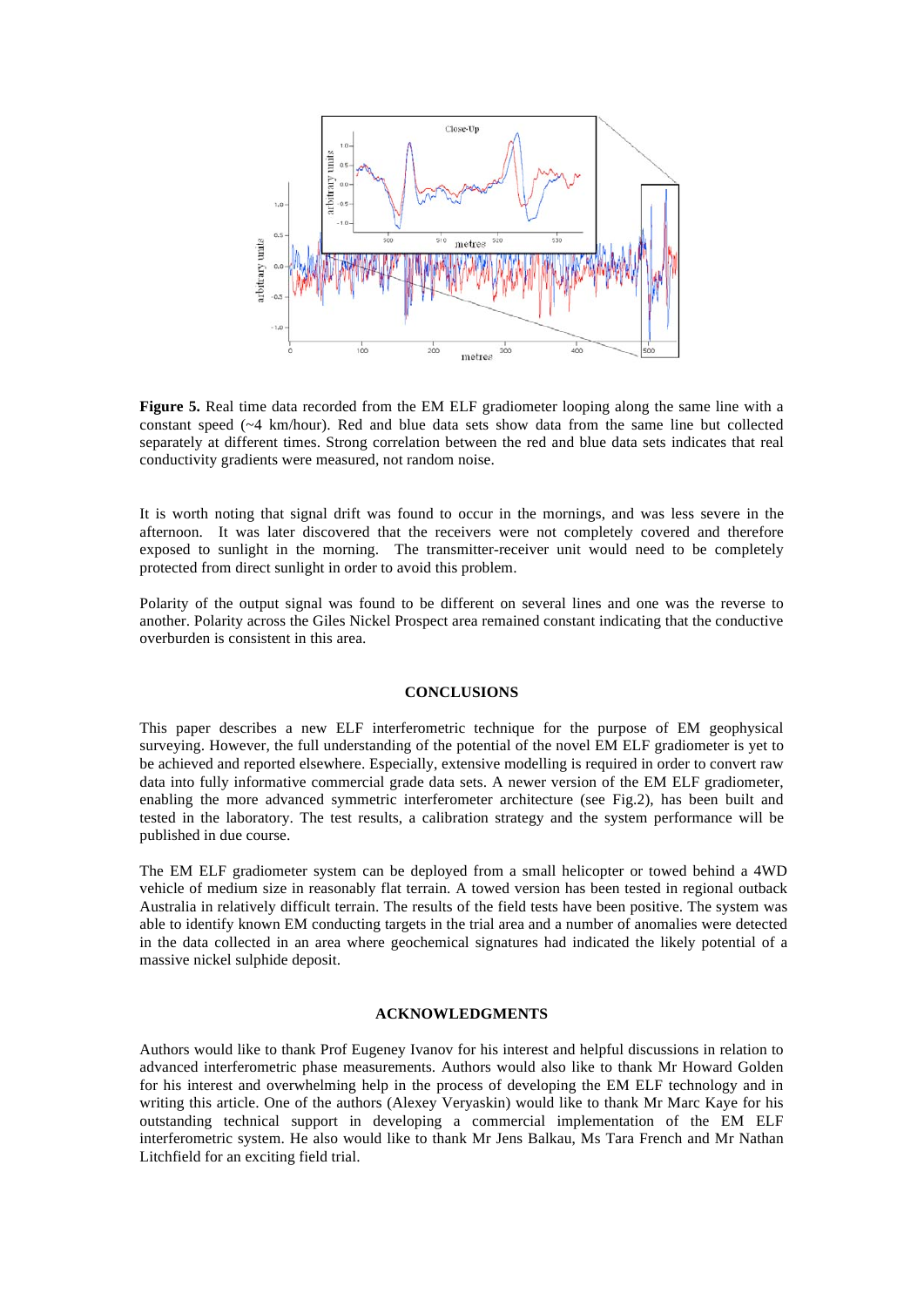**Figure 5.** Real time data recorded from the EM ELF gradiometer looping along the same line with a constant speed (~4 km/hour). Red and blue data sets show data from the same line but collected separately at different times. Strong correlation between the red and blue data sets indicates that real conductivity gradients were measured, not random noise.

It is worth noting that signal drift was found to occur in the mornings, and was less severe in the afternoon. It was later discovered that the receivers were not completely covered and therefore exposed to sunlight in the morning. The transmitter-receiver unit would need to be completely protected from direct sunlight in order to avoid this problem.

Polarity of the output signal was found to be different on several lines and one was the reverse to another. Polarity across the Giles Nickel Prospect area remained constant indicating that the conductive overburden is consistent in this area.

## CONCLUSIONS

This paper describes a new ELF interferometric technique for the purpose of EM geophysical surveying. However, the full understanding of the potential of the novel EM ELF gradiometer is yet to be achieved and reported elsewhere. Especially, extensive modelling is required in order to convert raw data into fully informative commercial grade data sets. A newer version of the EM ELF gradiometer, enabling the more advanced symmetric interferometer architecture (see Fig.2), has been built and tested in the laboratory. The test results, a calibration strategy and the system performance will be published in due course.

The EM ELF gradiometer system can be deployed from a small helicopter or towed behind a 4WD vehicle of medium size in reasonably flat terrain. A towed version has been tested in regional outback Australia in relatively difficult terrain. The results of the field tests have been positive. The system was able to identify known EM conducting targets in the trial area and a number of anomalies were detected in the data collected in an area where geochemical signatures had indicated the likely potential of a massive nickel sulphide deposit.

## ACKNOWLEDGMENTS

Authors would like to thank Prof Eugeney Ivanov for his interest and helpful discussions in relation to advanced interferometric phase measurements. Authors would also like to thank Mr Howard Golden for his interest and overwhelming help in the process of developing the EM ELF technology and in writing this article. One of the authors (Alexey Veryaskin) would like to thank Mr Marc Kaye for his outstanding technical support in developing a commercial implementation of the EM ELF interferometric system. He also would like to thank Mr Jens Balkau, Ms Tara French and Mr Nathan Litchfield for an exciting field trial.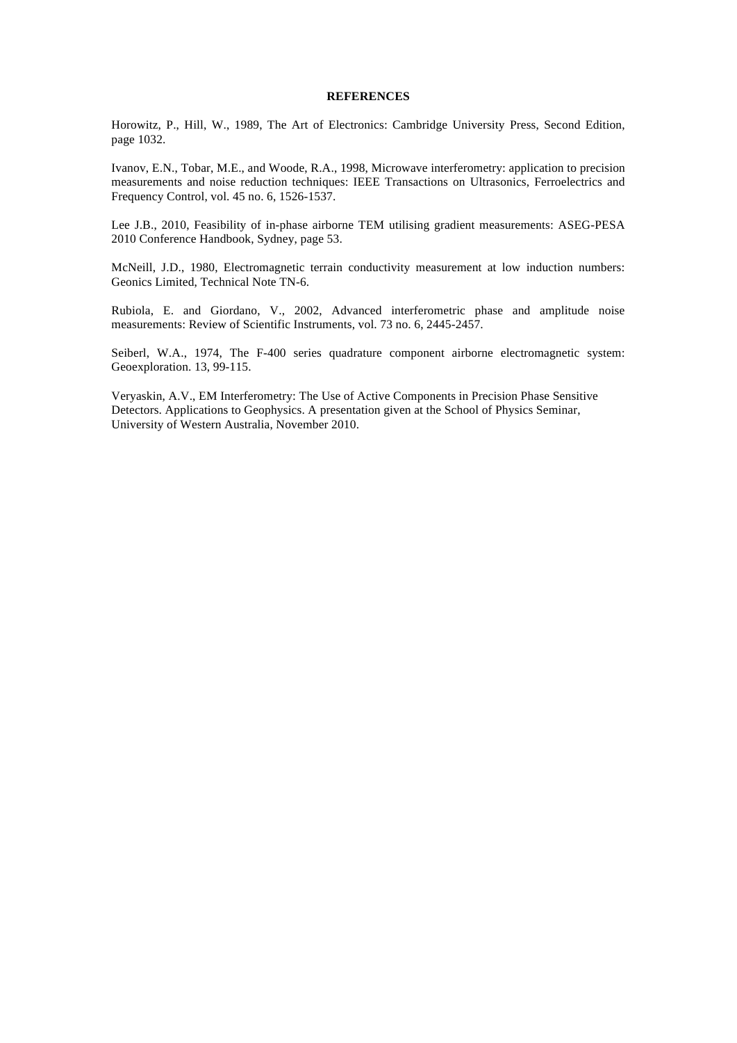## REFERENCES

Horowitz, P., Hill, W., 1989, The Art of Electronics: Cambridge University Press, Second Edition, page 1032.

Ivanov, E.N., Tobar, M.E., and Woode, R.A., 1998, Microwave interferometry: application to precision measurements and noise reduction techniques: IEEE Transactions on Ultrasonics, Ferroelectrics and Frequency Control, vol. 45 no. 6, 1526-1537.

Lee J.B., 2010, Feasibility of in-phase airborne TEM utilising gradient measurements: ASEG-PESA 2010 Conference Handbook, Sydney, page 53.

McNeill, J.D., 1980, Electromagnetic terrain conductivity measurement at low induction numbers: Geonics Limited, Technical Note TN-6.

Rubiola, E. and Giordano, V., 2002, Advanced interferometric phase and amplitude noise measurements: Review of Scientific Instruments, vol. 73 no. 6, 2445-2457.

Seiberl, W.A., 1974, The F-400 series quadrature component airborne electromagnetic system: Geoexploration. 13, 99-115.

Veryaskin, A.V., EM Interferometry: The Use of Active Components in Precision Phase Sensitive Detectors. Applications to Geophysics. A presentation given at the School of Physics Seminar, University of Western Australia, November 2010.